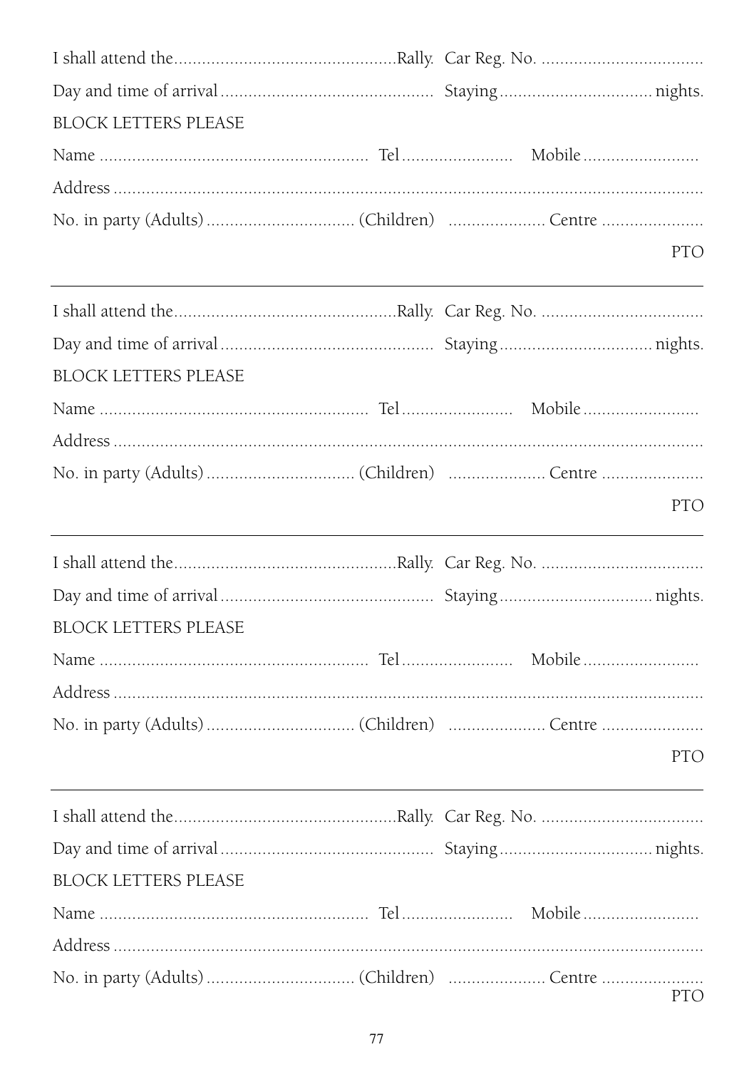I shall attend the................................................Rally. Car Reg. No. ..................................

Day and time of arrival ............................................. Staying ................................ nights.

BLOCK LETTERS PLEASE

Name ......................................................... Tel ....................... Mobile ........................

Address ..................................................................................................................

No. in party (Adults) ............................... (Children) .................... Centre .....................

PTO

---

I shall attend the................................................Rally. Car Reg. No. ..................................

Day and time of arrival ............................................. Staying ................................ nights.

BLOCK LETTERS PLEASE

Name ......................................................... Tel ....................... Mobile ........................

Address ..................................................................................................................

No. in party (Adults) ............................... (Children) .................... Centre .....................

PTO

---

I shall attend the................................................Rally. Car Reg. No. ..................................

Day and time of arrival ............................................. Staying ................................ nights.

BLOCK LETTERS PLEASE

Name ......................................................... Tel ....................... Mobile ........................

Address ..................................................................................................................

No. in party (Adults) ............................... (Children) .................... Centre .....................

PTO

---

I shall attend the................................................Rally. Car Reg. No. ..................................

Day and time of arrival ............................................. Staying ................................ nights.

BLOCK LETTERS PLEASE

Name ......................................................... Tel ....................... Mobile ........................

Address ..................................................................................................................

No. in party (Adults) ............................... (Children) .................... Centre .....................

PTO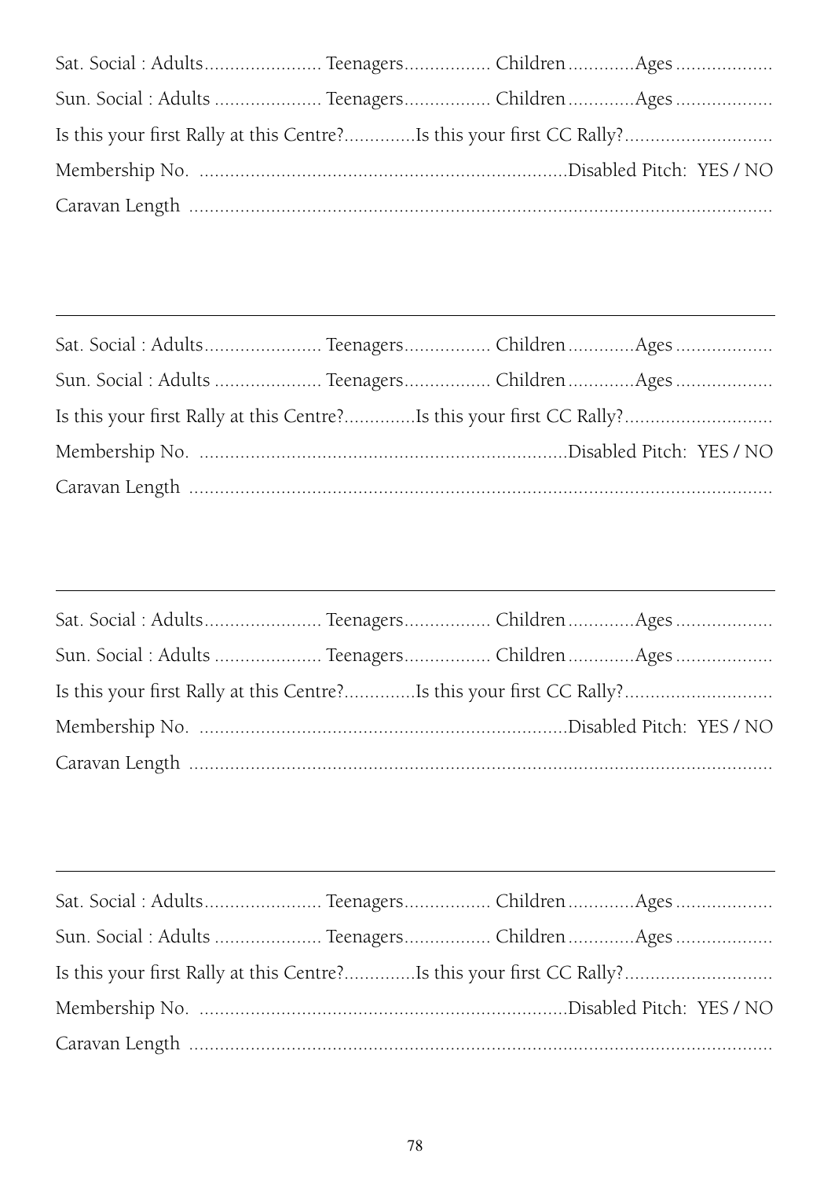Sat. Social : Adults....................... Teenagers................. Children.............Ages...................

Sun. Social : Adults ..................... Teenagers................. Children.............Ages...................

Is this your first Rally at this Centre?..............Is this your first CC Rally?.............................

Membership No. .......................................................................Disabled Pitch: YES / NO

Caravan Length ..................................................................................................

---

Sat. Social : Adults....................... Teenagers................. Children.............Ages...................

Sun. Social : Adults ..................... Teenagers................. Children.............Ages...................

Is this your first Rally at this Centre?..............Is this your first CC Rally?.............................

Membership No. .......................................................................Disabled Pitch: YES / NO

Caravan Length ..................................................................................................

---

Sat. Social : Adults....................... Teenagers................. Children.............Ages...................

Sun. Social : Adults ..................... Teenagers................. Children.............Ages...................

Is this your first Rally at this Centre?..............Is this your first CC Rally?.............................

Membership No. .......................................................................Disabled Pitch: YES / NO

Caravan Length ..................................................................................................

---

Sat. Social : Adults....................... Teenagers................. Children.............Ages...................

Sun. Social : Adults ..................... Teenagers................. Children.............Ages...................

Is this your first Rally at this Centre?..............Is this your first CC Rally?.............................

Membership No. .......................................................................Disabled Pitch: YES / NO

Caravan Length ..................................................................................................